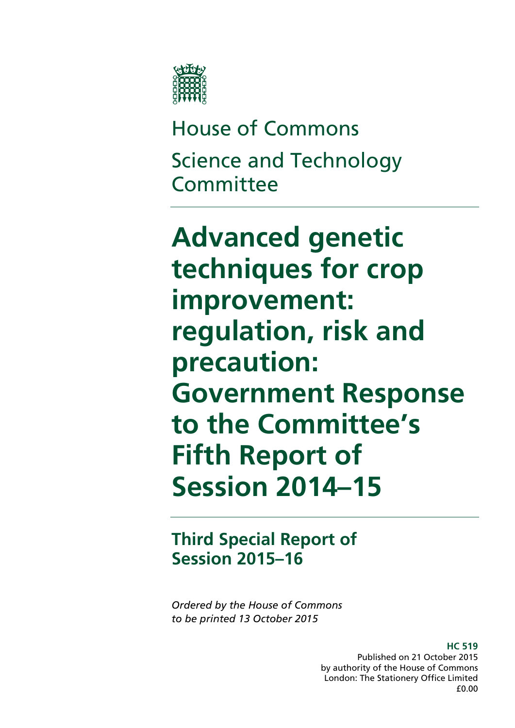House of Commons

Science and Technology Committee

# Advanced genetic techniques for crop improvement: regulation, risk and precaution: Government Response to the Committee's Fifth Report of Session 2014–15

## Third Special Report of Session 2015–16

*Ordered by the House of Commons to be printed 13 October 2015*

**HC 519**
Published on 21 October 2015
by authority of the House of Commons
London: The Stationery Office Limited
£0.00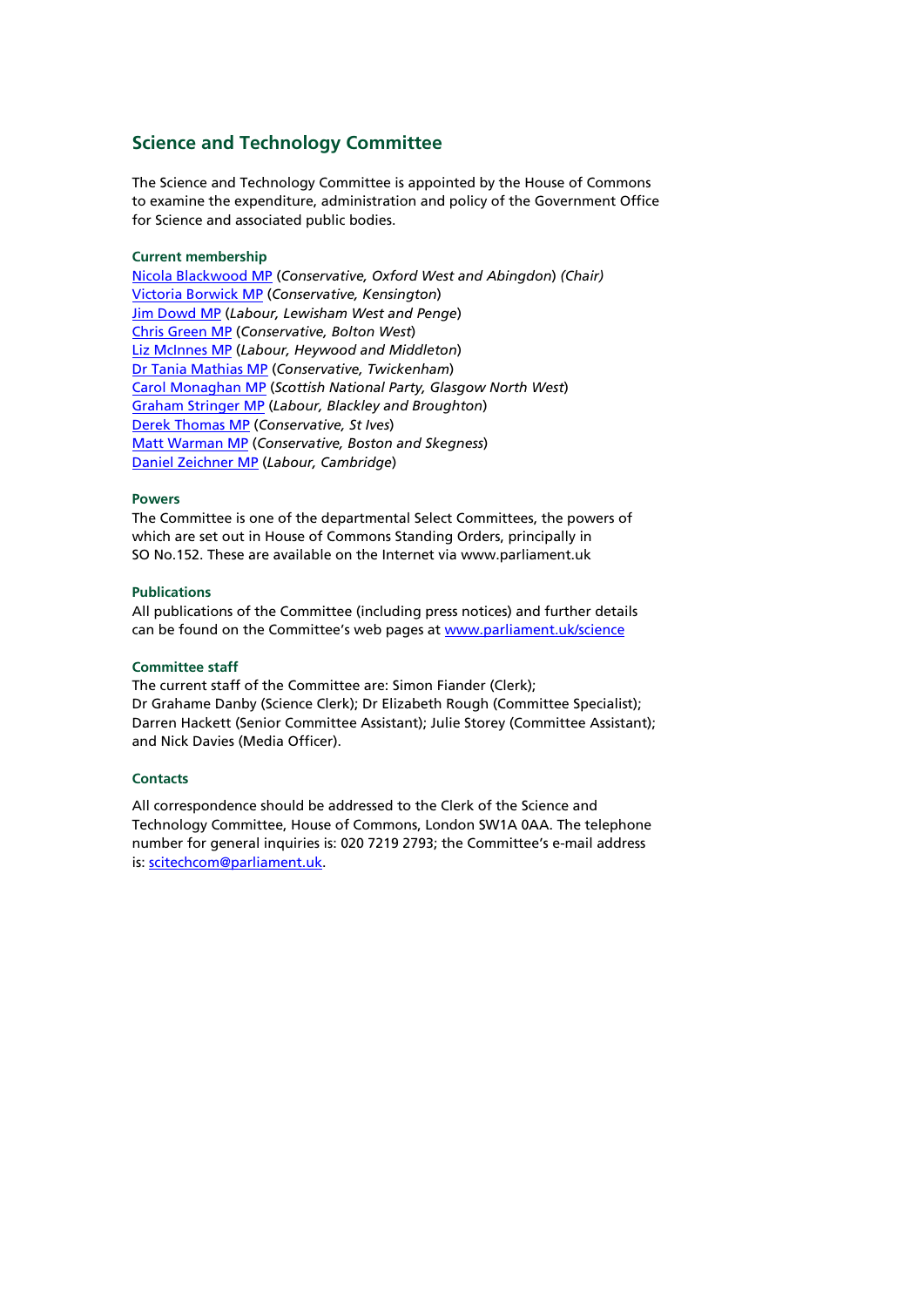## Science and Technology Committee

The Science and Technology Committee is appointed by the House of Commons to examine the expenditure, administration and policy of the Government Office for Science and associated public bodies.

### Current membership

Nicola Blackwood MP (*Conservative, Oxford West and Abingdon*) *(Chair)*
Victoria Borwick MP (*Conservative, Kensington*)
Jim Dowd MP (*Labour, Lewisham West and Penge*)
Chris Green MP (*Conservative, Bolton West*)
Liz McInnes MP (*Labour, Heywood and Middleton*)
Dr Tania Mathias MP (*Conservative, Twickenham*)
Carol Monaghan MP (*Scottish National Party, Glasgow North West*)
Graham Stringer MP (*Labour, Blackley and Broughton*)
Derek Thomas MP (*Conservative, St Ives*)
Matt Warman MP (*Conservative, Boston and Skegness*)
Daniel Zeichner MP (*Labour, Cambridge*)

### Powers

The Committee is one of the departmental Select Committees, the powers of which are set out in House of Commons Standing Orders, principally in SO No.152. These are available on the Internet via www.parliament.uk

### Publications

All publications of the Committee (including press notices) and further details can be found on the Committee's web pages at www.parliament.uk/science

### Committee staff

The current staff of the Committee are: Simon Fiander (Clerk); Dr Grahame Danby (Science Clerk); Dr Elizabeth Rough (Committee Specialist); Darren Hackett (Senior Committee Assistant); Julie Storey (Committee Assistant); and Nick Davies (Media Officer).

### Contacts

All correspondence should be addressed to the Clerk of the Science and Technology Committee, House of Commons, London SW1A 0AA. The telephone number for general inquiries is: 020 7219 2793; the Committee's e-mail address is: scitechcom@parliament.uk.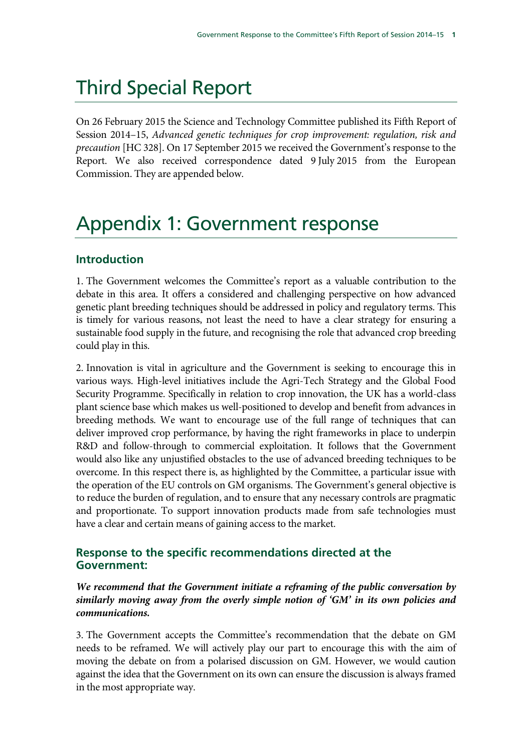# Third Special Report

On 26 February 2015 the Science and Technology Committee published its Fifth Report of Session 2014–15, *Advanced genetic techniques for crop improvement: regulation, risk and precaution* [HC 328]. On 17 September 2015 we received the Government's response to the Report. We also received correspondence dated 9 July 2015 from the European Commission. They are appended below.

# Appendix 1: Government response

## Introduction

1. The Government welcomes the Committee's report as a valuable contribution to the debate in this area. It offers a considered and challenging perspective on how advanced genetic plant breeding techniques should be addressed in policy and regulatory terms. This is timely for various reasons, not least the need to have a clear strategy for ensuring a sustainable food supply in the future, and recognising the role that advanced crop breeding could play in this.

2. Innovation is vital in agriculture and the Government is seeking to encourage this in various ways. High-level initiatives include the Agri-Tech Strategy and the Global Food Security Programme. Specifically in relation to crop innovation, the UK has a world-class plant science base which makes us well-positioned to develop and benefit from advances in breeding methods. We want to encourage use of the full range of techniques that can deliver improved crop performance, by having the right frameworks in place to underpin R&D and follow-through to commercial exploitation. It follows that the Government would also like any unjustified obstacles to the use of advanced breeding techniques to be overcome. In this respect there is, as highlighted by the Committee, a particular issue with the operation of the EU controls on GM organisms. The Government's general objective is to reduce the burden of regulation, and to ensure that any necessary controls are pragmatic and proportionate. To support innovation products made from safe technologies must have a clear and certain means of gaining access to the market.

## Response to the specific recommendations directed at the Government:

***We recommend that the Government initiate a reframing of the public conversation by similarly moving away from the overly simple notion of 'GM' in its own policies and communications.***

3. The Government accepts the Committee's recommendation that the debate on GM needs to be reframed. We will actively play our part to encourage this with the aim of moving the debate on from a polarised discussion on GM. However, we would caution against the idea that the Government on its own can ensure the discussion is always framed in the most appropriate way.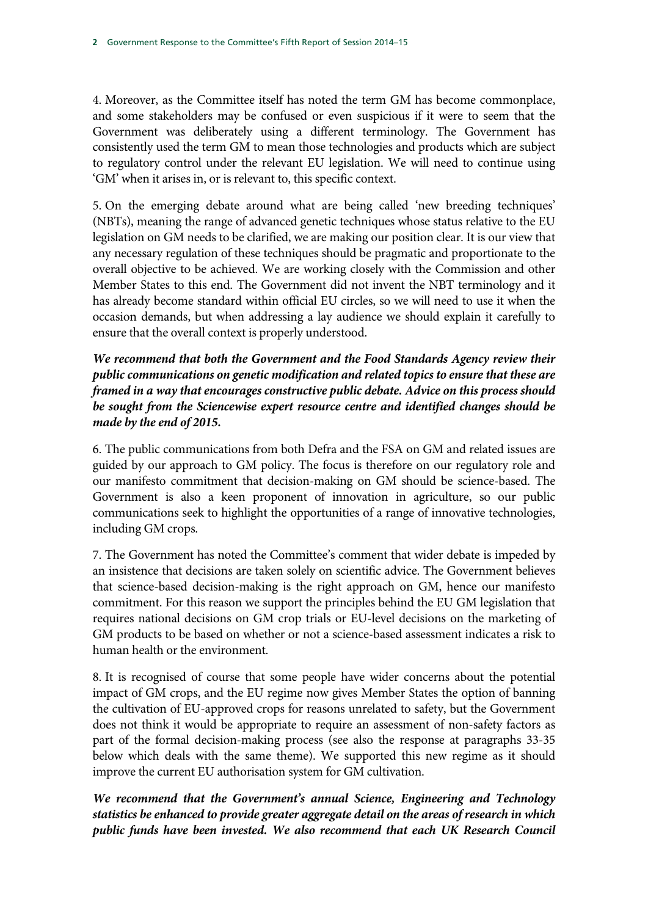4. Moreover, as the Committee itself has noted the term GM has become commonplace, and some stakeholders may be confused or even suspicious if it were to seem that the Government was deliberately using a different terminology. The Government has consistently used the term GM to mean those technologies and products which are subject to regulatory control under the relevant EU legislation. We will need to continue using 'GM' when it arises in, or is relevant to, this specific context.

5. On the emerging debate around what are being called 'new breeding techniques' (NBTs), meaning the range of advanced genetic techniques whose status relative to the EU legislation on GM needs to be clarified, we are making our position clear. It is our view that any necessary regulation of these techniques should be pragmatic and proportionate to the overall objective to be achieved. We are working closely with the Commission and other Member States to this end. The Government did not invent the NBT terminology and it has already become standard within official EU circles, so we will need to use it when the occasion demands, but when addressing a lay audience we should explain it carefully to ensure that the overall context is properly understood.

***We recommend that both the Government and the Food Standards Agency review their public communications on genetic modification and related topics to ensure that these are framed in a way that encourages constructive public debate. Advice on this process should be sought from the Sciencewise expert resource centre and identified changes should be made by the end of 2015.***

6. The public communications from both Defra and the FSA on GM and related issues are guided by our approach to GM policy. The focus is therefore on our regulatory role and our manifesto commitment that decision-making on GM should be science-based. The Government is also a keen proponent of innovation in agriculture, so our public communications seek to highlight the opportunities of a range of innovative technologies, including GM crops.

7. The Government has noted the Committee's comment that wider debate is impeded by an insistence that decisions are taken solely on scientific advice. The Government believes that science-based decision-making is the right approach on GM, hence our manifesto commitment. For this reason we support the principles behind the EU GM legislation that requires national decisions on GM crop trials or EU-level decisions on the marketing of GM products to be based on whether or not a science-based assessment indicates a risk to human health or the environment.

8. It is recognised of course that some people have wider concerns about the potential impact of GM crops, and the EU regime now gives Member States the option of banning the cultivation of EU-approved crops for reasons unrelated to safety, but the Government does not think it would be appropriate to require an assessment of non-safety factors as part of the formal decision-making process (see also the response at paragraphs 33-35 below which deals with the same theme). We supported this new regime as it should improve the current EU authorisation system for GM cultivation.

***We recommend that the Government's annual Science, Engineering and Technology statistics be enhanced to provide greater aggregate detail on the areas of research in which public funds have been invested. We also recommend that each UK Research Council***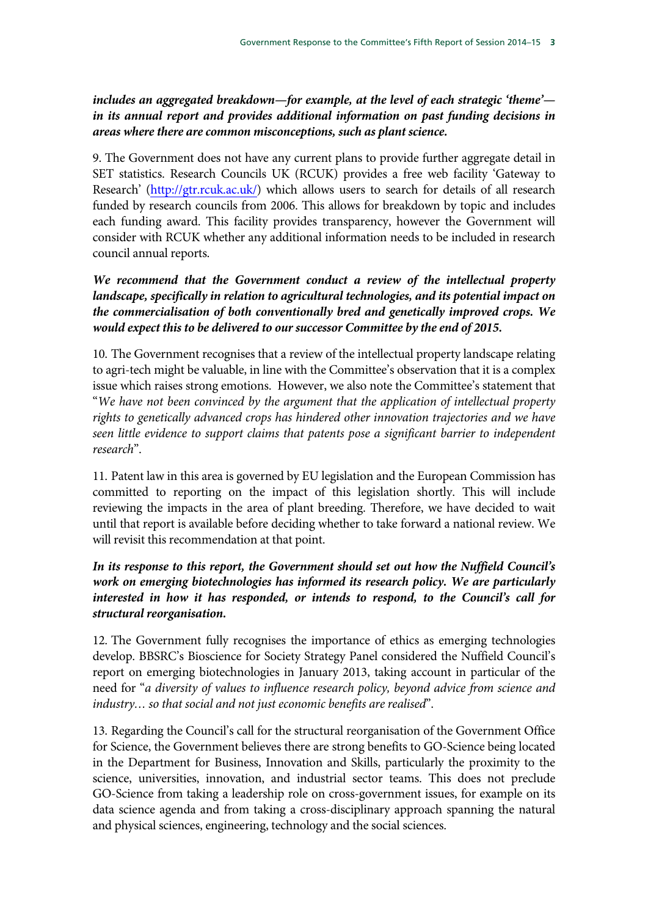***includes an aggregated breakdown—for example, at the level of each strategic 'theme'—in its annual report and provides additional information on past funding decisions in areas where there are common misconceptions, such as plant science.***

9. The Government does not have any current plans to provide further aggregate detail in SET statistics. Research Councils UK (RCUK) provides a free web facility 'Gateway to Research' (http://gtr.rcuk.ac.uk/) which allows users to search for details of all research funded by research councils from 2006. This allows for breakdown by topic and includes each funding award. This facility provides transparency, however the Government will consider with RCUK whether any additional information needs to be included in research council annual reports.

***We recommend that the Government conduct a review of the intellectual property landscape, specifically in relation to agricultural technologies, and its potential impact on the commercialisation of both conventionally bred and genetically improved crops. We would expect this to be delivered to our successor Committee by the end of 2015.***

10. The Government recognises that a review of the intellectual property landscape relating to agri-tech might be valuable, in line with the Committee's observation that it is a complex issue which raises strong emotions. However, we also note the Committee's statement that "*We have not been convinced by the argument that the application of intellectual property rights to genetically advanced crops has hindered other innovation trajectories and we have seen little evidence to support claims that patents pose a significant barrier to independent research*".

11. Patent law in this area is governed by EU legislation and the European Commission has committed to reporting on the impact of this legislation shortly. This will include reviewing the impacts in the area of plant breeding. Therefore, we have decided to wait until that report is available before deciding whether to take forward a national review. We will revisit this recommendation at that point.

***In its response to this report, the Government should set out how the Nuffield Council's work on emerging biotechnologies has informed its research policy. We are particularly interested in how it has responded, or intends to respond, to the Council's call for structural reorganisation.***

12. The Government fully recognises the importance of ethics as emerging technologies develop. BBSRC's Bioscience for Society Strategy Panel considered the Nuffield Council's report on emerging biotechnologies in January 2013, taking account in particular of the need for "*a diversity of values to influence research policy, beyond advice from science and industry… so that social and not just economic benefits are realised*".

13. Regarding the Council's call for the structural reorganisation of the Government Office for Science, the Government believes there are strong benefits to GO-Science being located in the Department for Business, Innovation and Skills, particularly the proximity to the science, universities, innovation, and industrial sector teams. This does not preclude GO-Science from taking a leadership role on cross-government issues, for example on its data science agenda and from taking a cross-disciplinary approach spanning the natural and physical sciences, engineering, technology and the social sciences.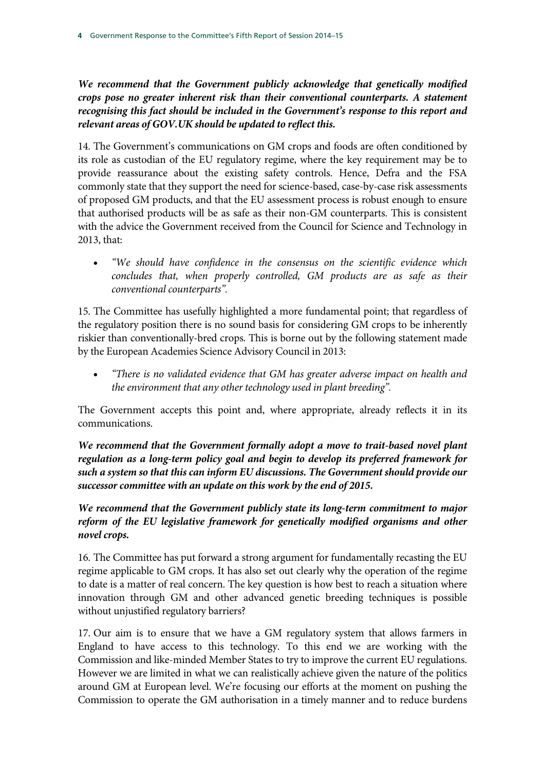***We recommend that the Government publicly acknowledge that genetically modified crops pose no greater inherent risk than their conventional counterparts. A statement recognising this fact should be included in the Government's response to this report and relevant areas of GOV.UK should be updated to reflect this.***

14. The Government's communications on GM crops and foods are often conditioned by its role as custodian of the EU regulatory regime, where the key requirement may be to provide reassurance about the existing safety controls. Hence, Defra and the FSA commonly state that they support the need for science-based, case-by-case risk assessments of proposed GM products, and that the EU assessment process is robust enough to ensure that authorised products will be as safe as their non-GM counterparts. This is consistent with the advice the Government received from the Council for Science and Technology in 2013, that:

- *"We should have confidence in the consensus on the scientific evidence which concludes that, when properly controlled, GM products are as safe as their conventional counterparts".*

15. The Committee has usefully highlighted a more fundamental point; that regardless of the regulatory position there is no sound basis for considering GM crops to be inherently riskier than conventionally-bred crops. This is borne out by the following statement made by the European Academies Science Advisory Council in 2013:

- *"There is no validated evidence that GM has greater adverse impact on health and the environment that any other technology used in plant breeding".*

The Government accepts this point and, where appropriate, already reflects it in its communications.

***We recommend that the Government formally adopt a move to trait-based novel plant regulation as a long-term policy goal and begin to develop its preferred framework for such a system so that this can inform EU discussions. The Government should provide our successor committee with an update on this work by the end of 2015.***

***We recommend that the Government publicly state its long-term commitment to major reform of the EU legislative framework for genetically modified organisms and other novel crops.***

16. The Committee has put forward a strong argument for fundamentally recasting the EU regime applicable to GM crops. It has also set out clearly why the operation of the regime to date is a matter of real concern. The key question is how best to reach a situation where innovation through GM and other advanced genetic breeding techniques is possible without unjustified regulatory barriers?

17. Our aim is to ensure that we have a GM regulatory system that allows farmers in England to have access to this technology. To this end we are working with the Commission and like-minded Member States to try to improve the current EU regulations. However we are limited in what we can realistically achieve given the nature of the politics around GM at European level. We're focusing our efforts at the moment on pushing the Commission to operate the GM authorisation in a timely manner and to reduce burdens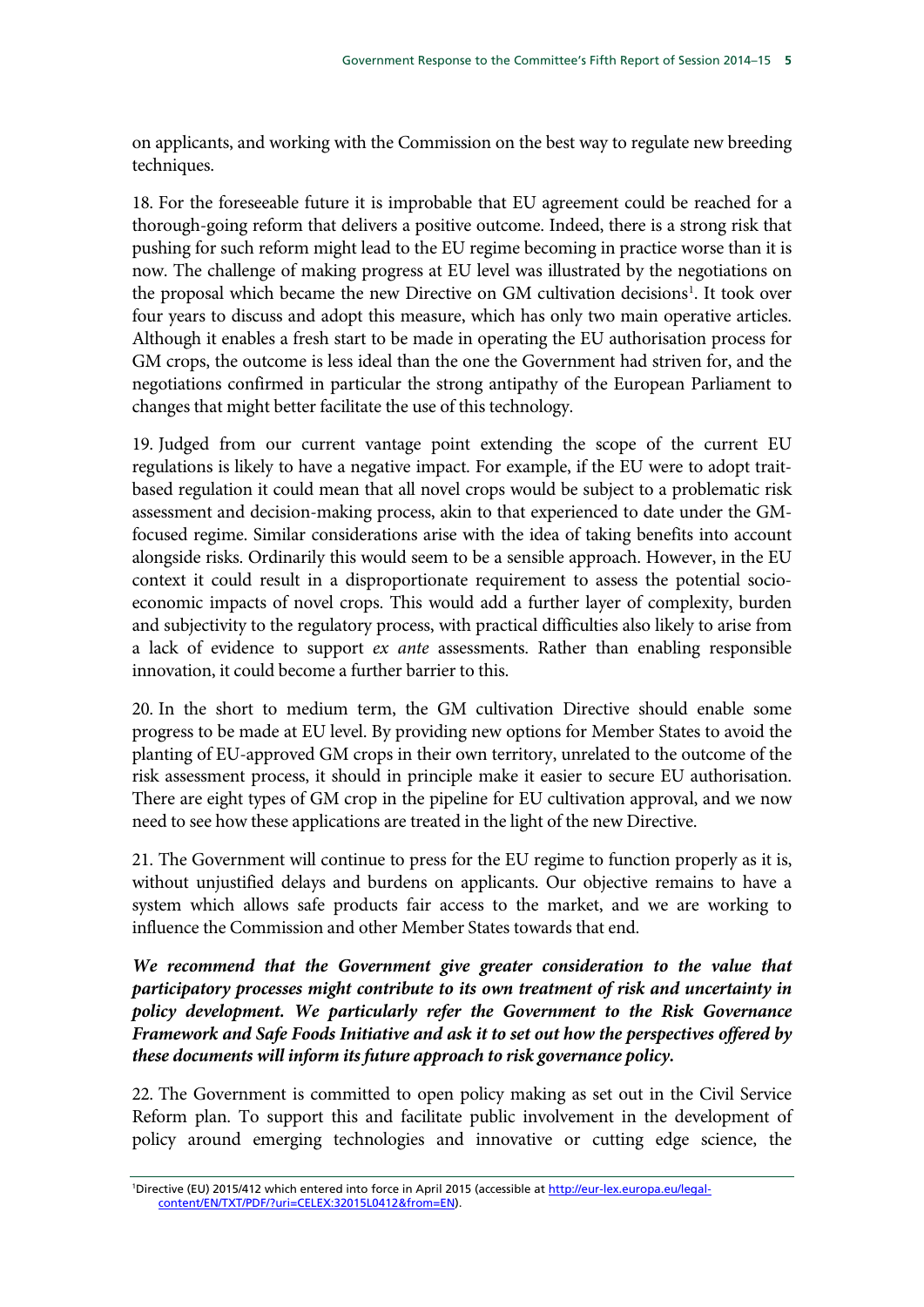on applicants, and working with the Commission on the best way to regulate new breeding techniques.

18. For the foreseeable future it is improbable that EU agreement could be reached for a thorough-going reform that delivers a positive outcome. Indeed, there is a strong risk that pushing for such reform might lead to the EU regime becoming in practice worse than it is now. The challenge of making progress at EU level was illustrated by the negotiations on the proposal which became the new Directive on GM cultivation decisions[1]. It took over four years to discuss and adopt this measure, which has only two main operative articles. Although it enables a fresh start to be made in operating the EU authorisation process for GM crops, the outcome is less ideal than the one the Government had striven for, and the negotiations confirmed in particular the strong antipathy of the European Parliament to changes that might better facilitate the use of this technology.

19. Judged from our current vantage point extending the scope of the current EU regulations is likely to have a negative impact. For example, if the EU were to adopt trait-based regulation it could mean that all novel crops would be subject to a problematic risk assessment and decision-making process, akin to that experienced to date under the GM-focused regime. Similar considerations arise with the idea of taking benefits into account alongside risks. Ordinarily this would seem to be a sensible approach. However, in the EU context it could result in a disproportionate requirement to assess the potential socio-economic impacts of novel crops. This would add a further layer of complexity, burden and subjectivity to the regulatory process, with practical difficulties also likely to arise from a lack of evidence to support *ex ante* assessments. Rather than enabling responsible innovation, it could become a further barrier to this.

20. In the short to medium term, the GM cultivation Directive should enable some progress to be made at EU level. By providing new options for Member States to avoid the planting of EU-approved GM crops in their own territory, unrelated to the outcome of the risk assessment process, it should in principle make it easier to secure EU authorisation. There are eight types of GM crop in the pipeline for EU cultivation approval, and we now need to see how these applications are treated in the light of the new Directive.

21. The Government will continue to press for the EU regime to function properly as it is, without unjustified delays and burdens on applicants. Our objective remains to have a system which allows safe products fair access to the market, and we are working to influence the Commission and other Member States towards that end.

***We recommend that the Government give greater consideration to the value that participatory processes might contribute to its own treatment of risk and uncertainty in policy development. We particularly refer the Government to the Risk Governance Framework and Safe Foods Initiative and ask it to set out how the perspectives offered by these documents will inform its future approach to risk governance policy.***

22. The Government is committed to open policy making as set out in the Civil Service Reform plan. To support this and facilitate public involvement in the development of policy around emerging technologies and innovative or cutting edge science, the

[1] Directive (EU) 2015/412 which entered into force in April 2015 (accessible at http://eur-lex.europa.eu/legal-content/EN/TXT/PDF/?uri=CELEX:32015L0412&from=EN).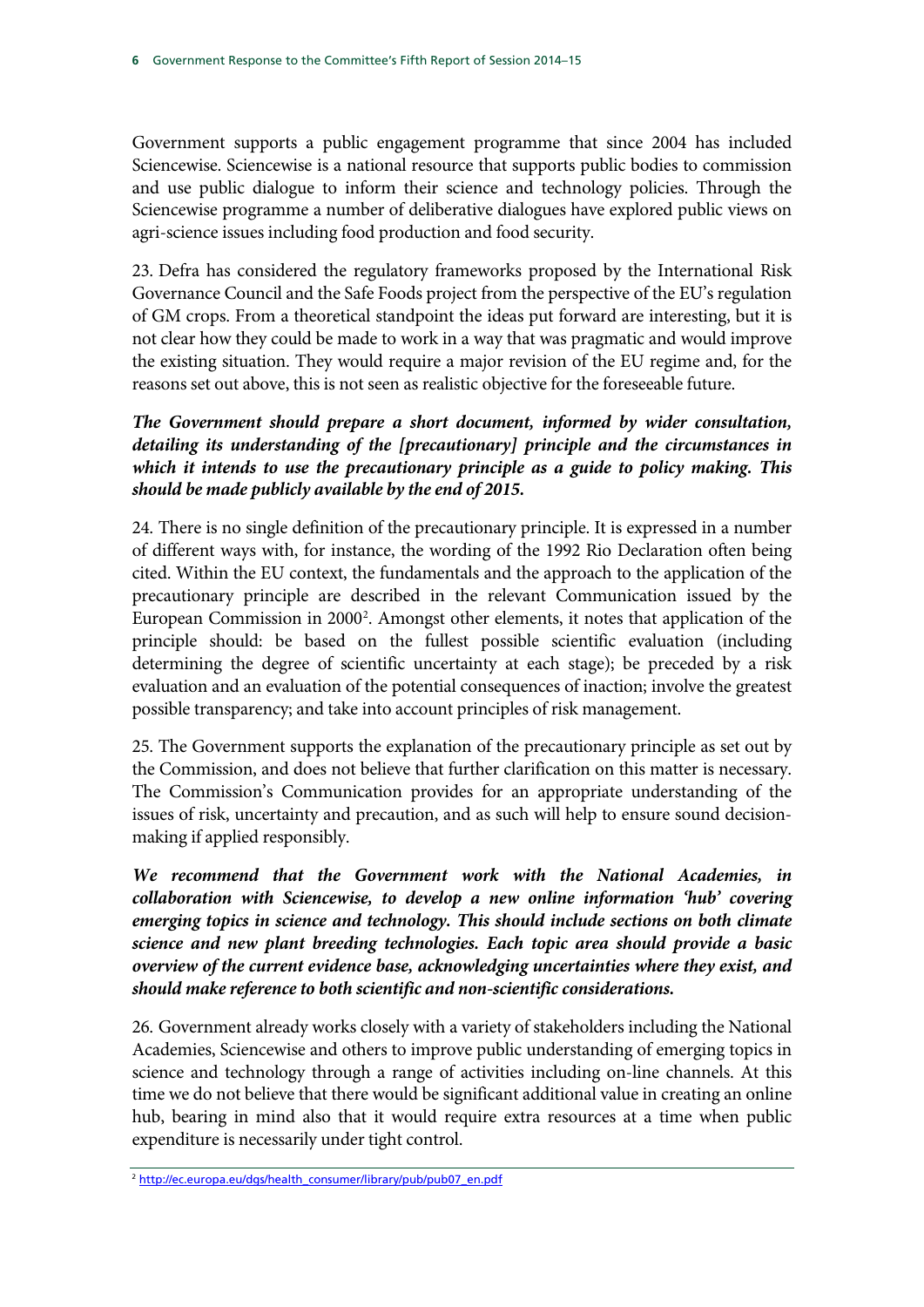Government supports a public engagement programme that since 2004 has included Sciencewise. Sciencewise is a national resource that supports public bodies to commission and use public dialogue to inform their science and technology policies. Through the Sciencewise programme a number of deliberative dialogues have explored public views on agri-science issues including food production and food security.

23. Defra has considered the regulatory frameworks proposed by the International Risk Governance Council and the Safe Foods project from the perspective of the EU's regulation of GM crops. From a theoretical standpoint the ideas put forward are interesting, but it is not clear how they could be made to work in a way that was pragmatic and would improve the existing situation. They would require a major revision of the EU regime and, for the reasons set out above, this is not seen as realistic objective for the foreseeable future.

***The Government should prepare a short document, informed by wider consultation, detailing its understanding of the [precautionary] principle and the circumstances in which it intends to use the precautionary principle as a guide to policy making. This should be made publicly available by the end of 2015.***

24. There is no single definition of the precautionary principle. It is expressed in a number of different ways with, for instance, the wording of the 1992 Rio Declaration often being cited. Within the EU context, the fundamentals and the approach to the application of the precautionary principle are described in the relevant Communication issued by the European Commission in 2000[2]. Amongst other elements, it notes that application of the principle should: be based on the fullest possible scientific evaluation (including determining the degree of scientific uncertainty at each stage); be preceded by a risk evaluation and an evaluation of the potential consequences of inaction; involve the greatest possible transparency; and take into account principles of risk management.

25. The Government supports the explanation of the precautionary principle as set out by the Commission, and does not believe that further clarification on this matter is necessary. The Commission's Communication provides for an appropriate understanding of the issues of risk, uncertainty and precaution, and as such will help to ensure sound decision-making if applied responsibly.

***We recommend that the Government work with the National Academies, in collaboration with Sciencewise, to develop a new online information 'hub' covering emerging topics in science and technology. This should include sections on both climate science and new plant breeding technologies. Each topic area should provide a basic overview of the current evidence base, acknowledging uncertainties where they exist, and should make reference to both scientific and non-scientific considerations.***

26. Government already works closely with a variety of stakeholders including the National Academies, Sciencewise and others to improve public understanding of emerging topics in science and technology through a range of activities including on-line channels. At this time we do not believe that there would be significant additional value in creating an online hub, bearing in mind also that it would require extra resources at a time when public expenditure is necessarily under tight control.

---

[2] http://ec.europa.eu/dgs/health_consumer/library/pub/pub07_en.pdf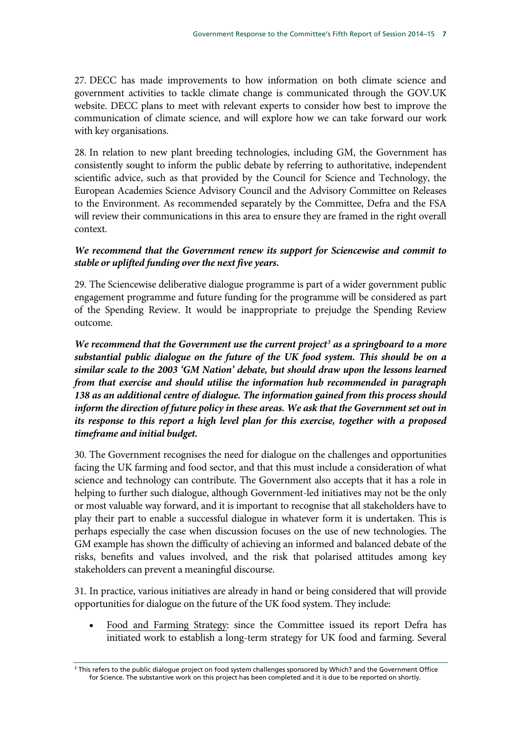27. DECC has made improvements to how information on both climate science and government activities to tackle climate change is communicated through the GOV.UK website. DECC plans to meet with relevant experts to consider how best to improve the communication of climate science, and will explore how we can take forward our work with key organisations.

28. In relation to new plant breeding technologies, including GM, the Government has consistently sought to inform the public debate by referring to authoritative, independent scientific advice, such as that provided by the Council for Science and Technology, the European Academies Science Advisory Council and the Advisory Committee on Releases to the Environment. As recommended separately by the Committee, Defra and the FSA will review their communications in this area to ensure they are framed in the right overall context.

***We recommend that the Government renew its support for Sciencewise and commit to stable or uplifted funding over the next five years.***

29. The Sciencewise deliberative dialogue programme is part of a wider government public engagement programme and future funding for the programme will be considered as part of the Spending Review. It would be inappropriate to prejudge the Spending Review outcome.

***We recommend that the Government use the current project[3] as a springboard to a more substantial public dialogue on the future of the UK food system. This should be on a similar scale to the 2003 'GM Nation' debate, but should draw upon the lessons learned from that exercise and should utilise the information hub recommended in paragraph 138 as an additional centre of dialogue. The information gained from this process should inform the direction of future policy in these areas. We ask that the Government set out in its response to this report a high level plan for this exercise, together with a proposed timeframe and initial budget.***

30. The Government recognises the need for dialogue on the challenges and opportunities facing the UK farming and food sector, and that this must include a consideration of what science and technology can contribute. The Government also accepts that it has a role in helping to further such dialogue, although Government-led initiatives may not be the only or most valuable way forward, and it is important to recognise that all stakeholders have to play their part to enable a successful dialogue in whatever form it is undertaken. This is perhaps especially the case when discussion focuses on the use of new technologies. The GM example has shown the difficulty of achieving an informed and balanced debate of the risks, benefits and values involved, and the risk that polarised attitudes among key stakeholders can prevent a meaningful discourse.

31. In practice, various initiatives are already in hand or being considered that will provide opportunities for dialogue on the future of the UK food system. They include:

- Food and Farming Strategy: since the Committee issued its report Defra has initiated work to establish a long-term strategy for UK food and farming. Several

[3] This refers to the public dialogue project on food system challenges sponsored by Which? and the Government Office for Science. The substantive work on this project has been completed and it is due to be reported on shortly.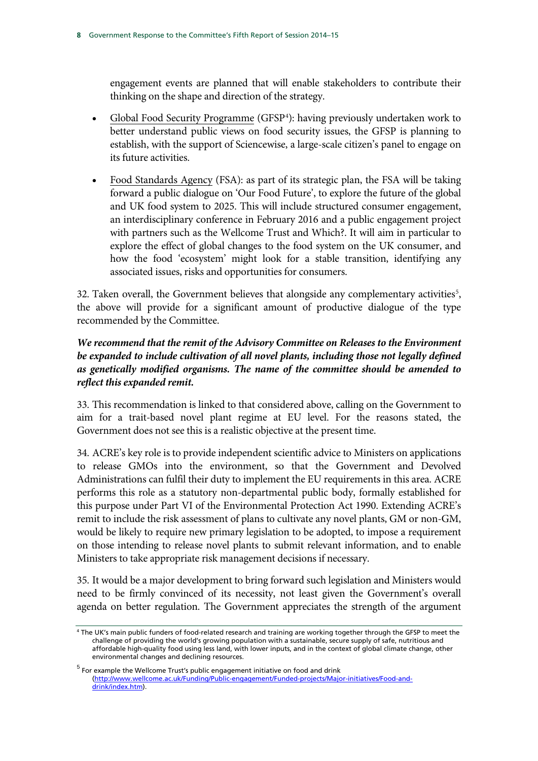engagement events are planned that will enable stakeholders to contribute their thinking on the shape and direction of the strategy.

- Global Food Security Programme (GFSP[4]): having previously undertaken work to better understand public views on food security issues, the GFSP is planning to establish, with the support of Sciencewise, a large-scale citizen's panel to engage on its future activities.

- Food Standards Agency (FSA): as part of its strategic plan, the FSA will be taking forward a public dialogue on 'Our Food Future', to explore the future of the global and UK food system to 2025. This will include structured consumer engagement, an interdisciplinary conference in February 2016 and a public engagement project with partners such as the Wellcome Trust and Which?. It will aim in particular to explore the effect of global changes to the food system on the UK consumer, and how the food 'ecosystem' might look for a stable transition, identifying any associated issues, risks and opportunities for consumers.

32. Taken overall, the Government believes that alongside any complementary activities[5], the above will provide for a significant amount of productive dialogue of the type recommended by the Committee.

***We recommend that the remit of the Advisory Committee on Releases to the Environment be expanded to include cultivation of all novel plants, including those not legally defined as genetically modified organisms. The name of the committee should be amended to reflect this expanded remit.***

33. This recommendation is linked to that considered above, calling on the Government to aim for a trait-based novel plant regime at EU level. For the reasons stated, the Government does not see this is a realistic objective at the present time.

34. ACRE's key role is to provide independent scientific advice to Ministers on applications to release GMOs into the environment, so that the Government and Devolved Administrations can fulfil their duty to implement the EU requirements in this area. ACRE performs this role as a statutory non-departmental public body, formally established for this purpose under Part VI of the Environmental Protection Act 1990. Extending ACRE's remit to include the risk assessment of plans to cultivate any novel plants, GM or non-GM, would be likely to require new primary legislation to be adopted, to impose a requirement on those intending to release novel plants to submit relevant information, and to enable Ministers to take appropriate risk management decisions if necessary.

35. It would be a major development to bring forward such legislation and Ministers would need to be firmly convinced of its necessity, not least given the Government's overall agenda on better regulation. The Government appreciates the strength of the argument

---

[4] The UK's main public funders of food-related research and training are working together through the GFSP to meet the challenge of providing the world's growing population with a sustainable, secure supply of safe, nutritious and affordable high-quality food using less land, with lower inputs, and in the context of global climate change, other environmental changes and declining resources.

[5] For example the Wellcome Trust's public engagement initiative on food and drink (http://www.wellcome.ac.uk/Funding/Public-engagement/Funded-projects/Major-initiatives/Food-and-drink/index.htm).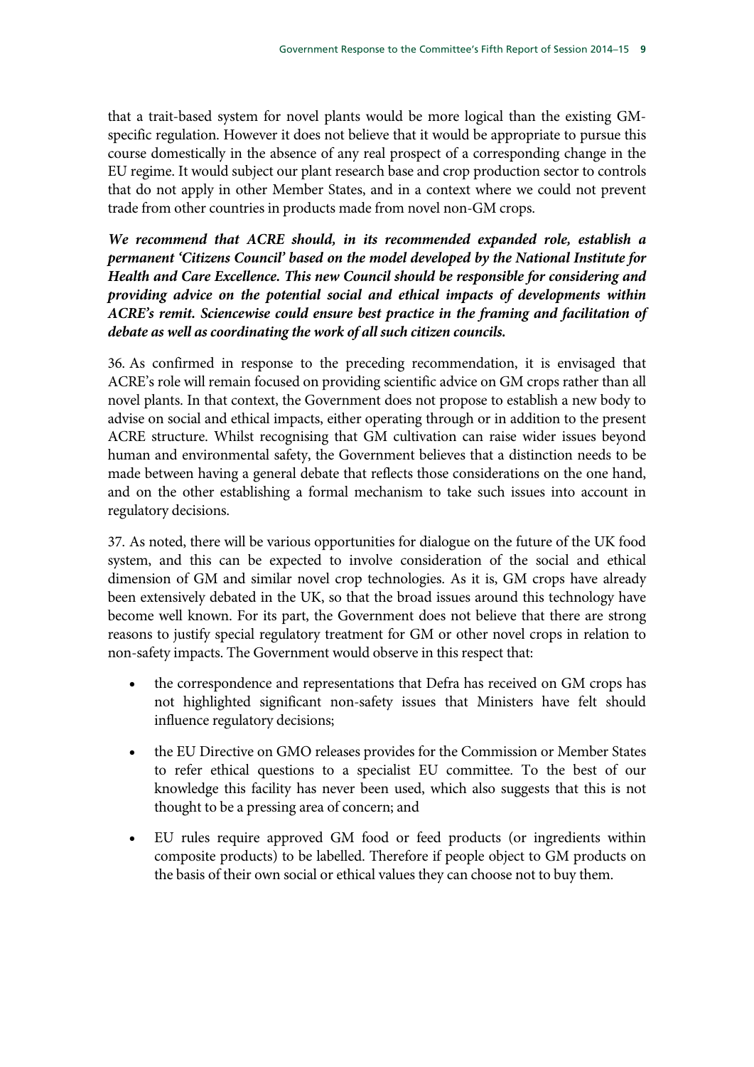that a trait-based system for novel plants would be more logical than the existing GM-specific regulation. However it does not believe that it would be appropriate to pursue this course domestically in the absence of any real prospect of a corresponding change in the EU regime. It would subject our plant research base and crop production sector to controls that do not apply in other Member States, and in a context where we could not prevent trade from other countries in products made from novel non-GM crops.

***We recommend that ACRE should, in its recommended expanded role, establish a permanent 'Citizens Council' based on the model developed by the National Institute for Health and Care Excellence. This new Council should be responsible for considering and providing advice on the potential social and ethical impacts of developments within ACRE's remit. Sciencewise could ensure best practice in the framing and facilitation of debate as well as coordinating the work of all such citizen councils.***

36. As confirmed in response to the preceding recommendation, it is envisaged that ACRE's role will remain focused on providing scientific advice on GM crops rather than all novel plants. In that context, the Government does not propose to establish a new body to advise on social and ethical impacts, either operating through or in addition to the present ACRE structure. Whilst recognising that GM cultivation can raise wider issues beyond human and environmental safety, the Government believes that a distinction needs to be made between having a general debate that reflects those considerations on the one hand, and on the other establishing a formal mechanism to take such issues into account in regulatory decisions.

37. As noted, there will be various opportunities for dialogue on the future of the UK food system, and this can be expected to involve consideration of the social and ethical dimension of GM and similar novel crop technologies. As it is, GM crops have already been extensively debated in the UK, so that the broad issues around this technology have become well known. For its part, the Government does not believe that there are strong reasons to justify special regulatory treatment for GM or other novel crops in relation to non-safety impacts. The Government would observe in this respect that:

- the correspondence and representations that Defra has received on GM crops has not highlighted significant non-safety issues that Ministers have felt should influence regulatory decisions;
- the EU Directive on GMO releases provides for the Commission or Member States to refer ethical questions to a specialist EU committee. To the best of our knowledge this facility has never been used, which also suggests that this is not thought to be a pressing area of concern; and
- EU rules require approved GM food or feed products (or ingredients within composite products) to be labelled. Therefore if people object to GM products on the basis of their own social or ethical values they can choose not to buy them.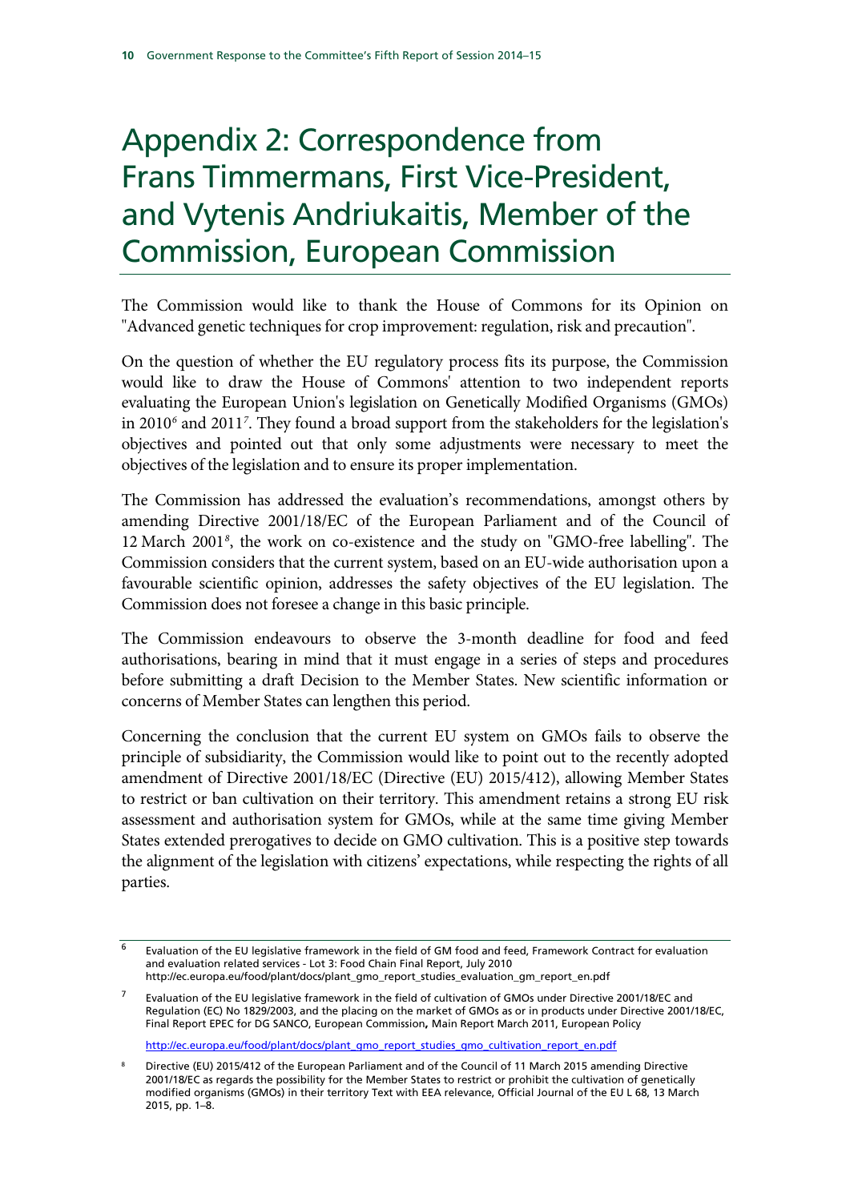# Appendix 2: Correspondence from Frans Timmermans, First Vice-President, and Vytenis Andriukaitis, Member of the Commission, European Commission

The Commission would like to thank the House of Commons for its Opinion on "Advanced genetic techniques for crop improvement: regulation, risk and precaution".

On the question of whether the EU regulatory process fits its purpose, the Commission would like to draw the House of Commons' attention to two independent reports evaluating the European Union's legislation on Genetically Modified Organisms (GMOs) in 2010[6] and 2011[7]. They found a broad support from the stakeholders for the legislation's objectives and pointed out that only some adjustments were necessary to meet the objectives of the legislation and to ensure its proper implementation.

The Commission has addressed the evaluation's recommendations, amongst others by amending Directive 2001/18/EC of the European Parliament and of the Council of 12 March 2001[8], the work on co-existence and the study on "GMO-free labelling". The Commission considers that the current system, based on an EU-wide authorisation upon a favourable scientific opinion, addresses the safety objectives of the EU legislation. The Commission does not foresee a change in this basic principle.

The Commission endeavours to observe the 3-month deadline for food and feed authorisations, bearing in mind that it must engage in a series of steps and procedures before submitting a draft Decision to the Member States. New scientific information or concerns of Member States can lengthen this period.

Concerning the conclusion that the current EU system on GMOs fails to observe the principle of subsidiarity, the Commission would like to point out to the recently adopted amendment of Directive 2001/18/EC (Directive (EU) 2015/412), allowing Member States to restrict or ban cultivation on their territory. This amendment retains a strong EU risk assessment and authorisation system for GMOs, while at the same time giving Member States extended prerogatives to decide on GMO cultivation. This is a positive step towards the alignment of the legislation with citizens' expectations, while respecting the rights of all parties.

---

6 Evaluation of the EU legislative framework in the field of GM food and feed, Framework Contract for evaluation and evaluation related services - Lot 3: Food Chain Final Report, July 2010 http://ec.europa.eu/food/plant/docs/plant_gmo_report_studies_evaluation_gm_report_en.pdf

7 Evaluation of the EU legislative framework in the field of cultivation of GMOs under Directive 2001/18/EC and Regulation (EC) No 1829/2003, and the placing on the market of GMOs as or in products under Directive 2001/18/EC, Final Report EPEC for DG SANCO, European Commission**,** Main Report March 2011, European Policy

http://ec.europa.eu/food/plant/docs/plant_gmo_report_studies_gmo_cultivation_report_en.pdf

8 Directive (EU) 2015/412 of the European Parliament and of the Council of 11 March 2015 amending Directive 2001/18/EC as regards the possibility for the Member States to restrict or prohibit the cultivation of genetically modified organisms (GMOs) in their territory Text with EEA relevance, Official Journal of the EU L 68, 13 March 2015, pp. 1–8.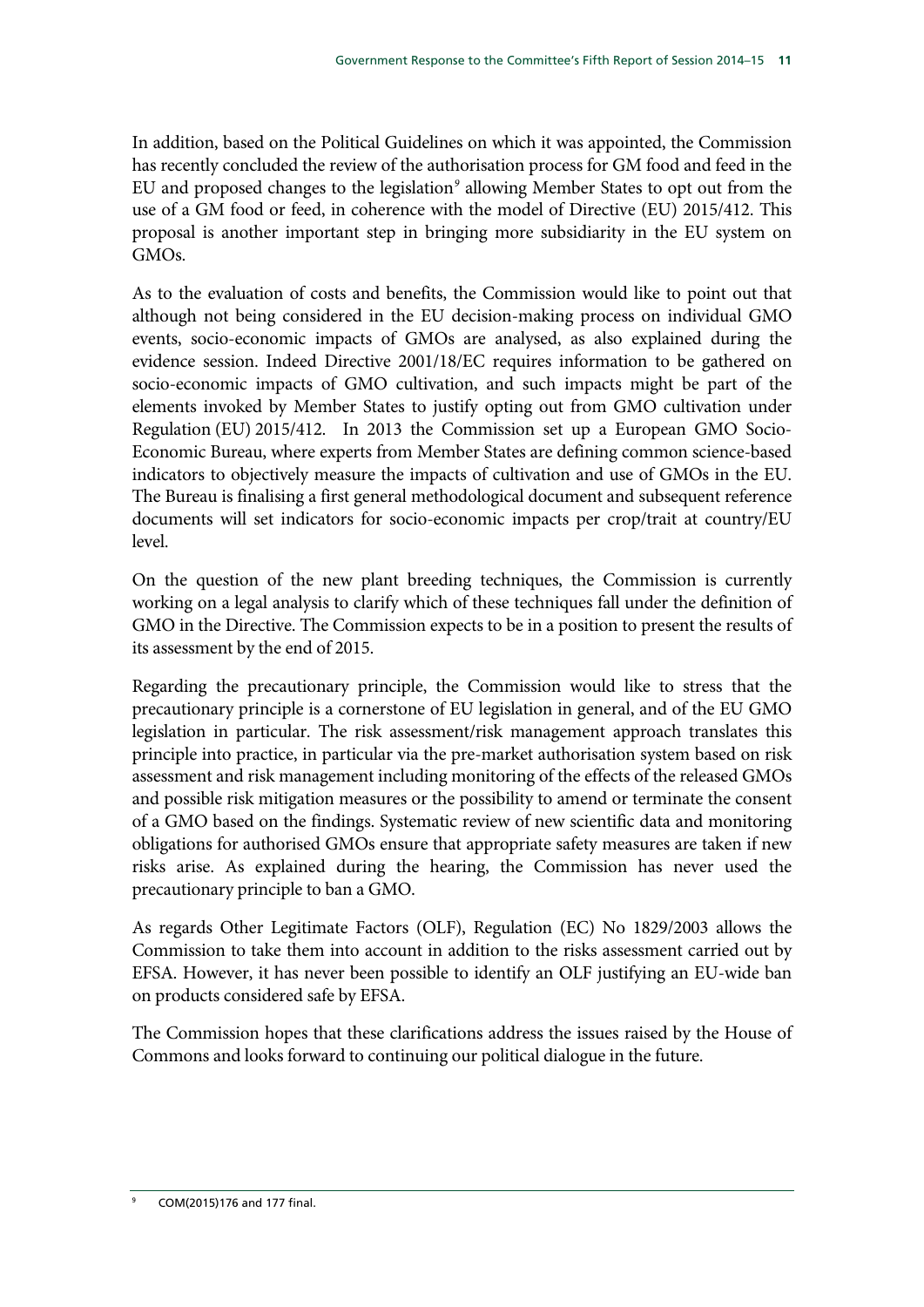In addition, based on the Political Guidelines on which it was appointed, the Commission has recently concluded the review of the authorisation process for GM food and feed in the EU and proposed changes to the legislation[9] allowing Member States to opt out from the use of a GM food or feed, in coherence with the model of Directive (EU) 2015/412. This proposal is another important step in bringing more subsidiarity in the EU system on GMOs.

As to the evaluation of costs and benefits, the Commission would like to point out that although not being considered in the EU decision-making process on individual GMO events, socio-economic impacts of GMOs are analysed, as also explained during the evidence session. Indeed Directive 2001/18/EC requires information to be gathered on socio-economic impacts of GMO cultivation, and such impacts might be part of the elements invoked by Member States to justify opting out from GMO cultivation under Regulation (EU) 2015/412. In 2013 the Commission set up a European GMO Socio-Economic Bureau, where experts from Member States are defining common science-based indicators to objectively measure the impacts of cultivation and use of GMOs in the EU. The Bureau is finalising a first general methodological document and subsequent reference documents will set indicators for socio-economic impacts per crop/trait at country/EU level.

On the question of the new plant breeding techniques, the Commission is currently working on a legal analysis to clarify which of these techniques fall under the definition of GMO in the Directive. The Commission expects to be in a position to present the results of its assessment by the end of 2015.

Regarding the precautionary principle, the Commission would like to stress that the precautionary principle is a cornerstone of EU legislation in general, and of the EU GMO legislation in particular. The risk assessment/risk management approach translates this principle into practice, in particular via the pre-market authorisation system based on risk assessment and risk management including monitoring of the effects of the released GMOs and possible risk mitigation measures or the possibility to amend or terminate the consent of a GMO based on the findings. Systematic review of new scientific data and monitoring obligations for authorised GMOs ensure that appropriate safety measures are taken if new risks arise. As explained during the hearing, the Commission has never used the precautionary principle to ban a GMO.

As regards Other Legitimate Factors (OLF), Regulation (EC) No 1829/2003 allows the Commission to take them into account in addition to the risks assessment carried out by EFSA. However, it has never been possible to identify an OLF justifying an EU-wide ban on products considered safe by EFSA.

The Commission hopes that these clarifications address the issues raised by the House of Commons and looks forward to continuing our political dialogue in the future.

[9] COM(2015)176 and 177 final.